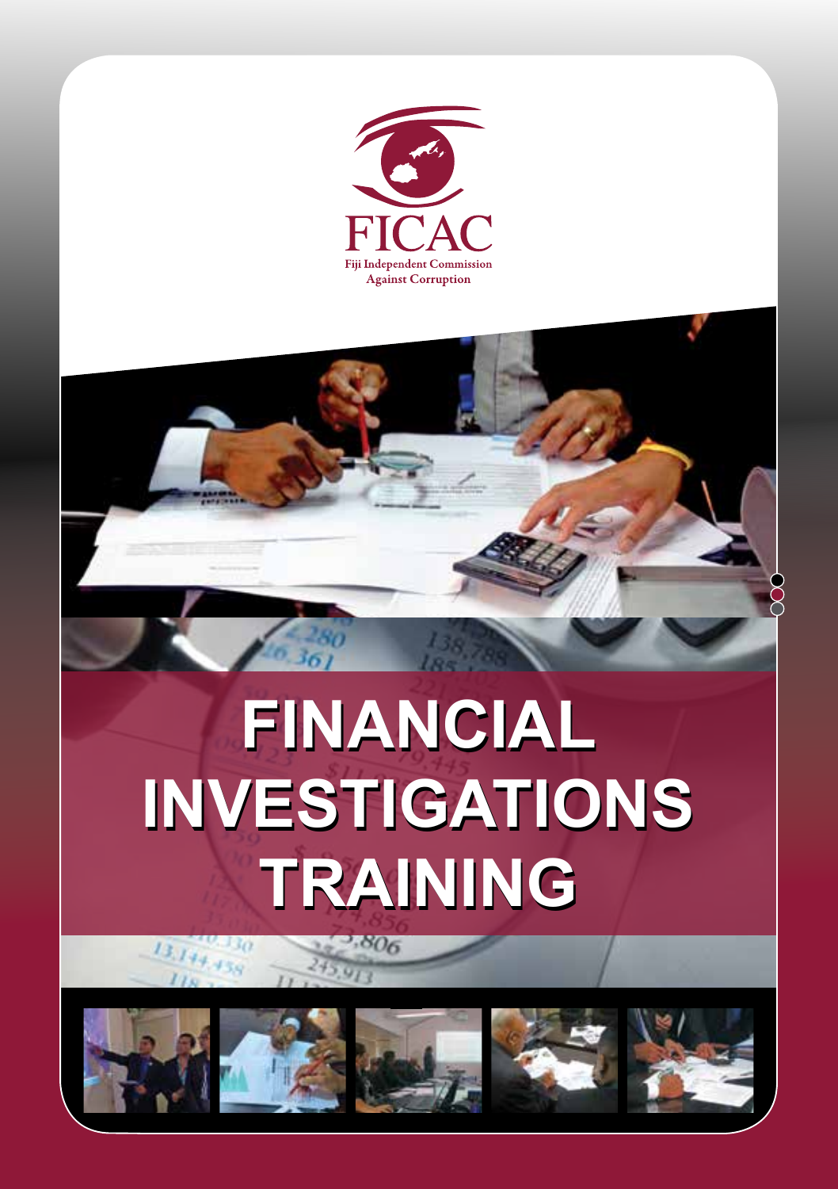FICAC

Fiji Independent Commission Against Corruption

# FINANCIAL INVESTIGATIONS TRAINING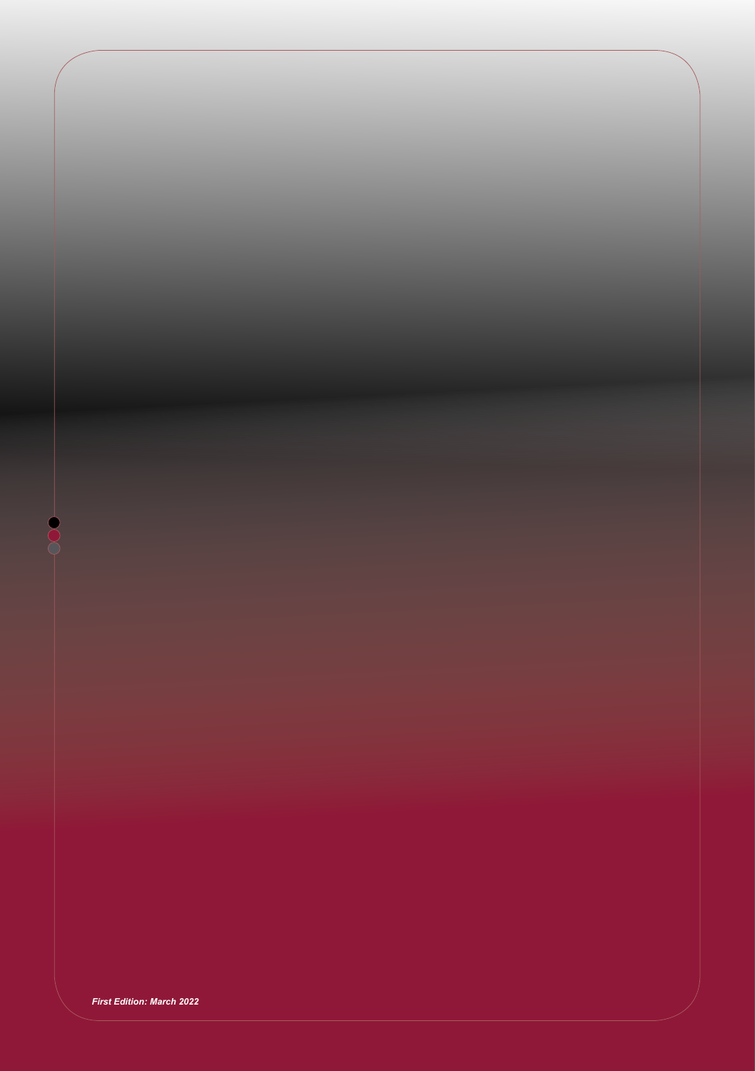***First Edition: March 2022***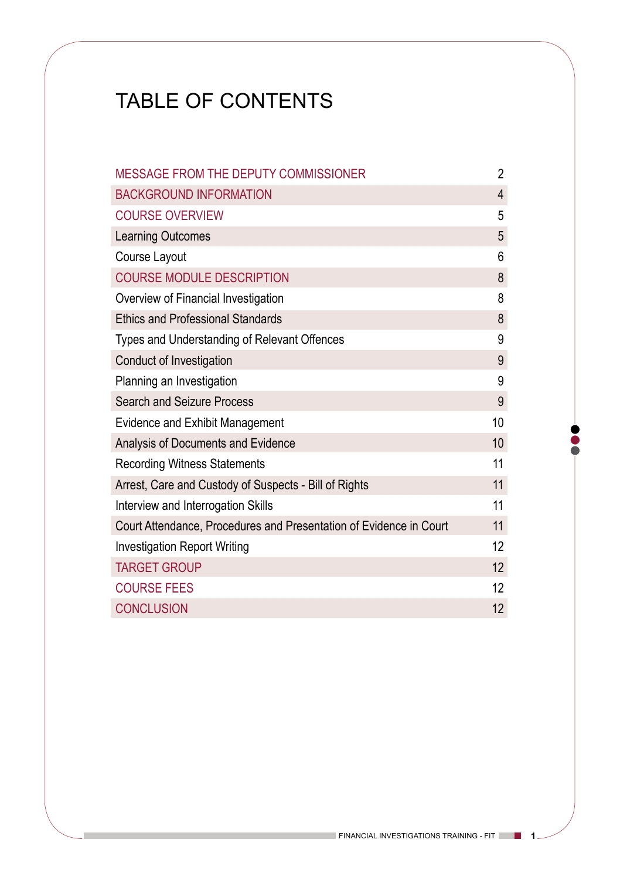# TABLE OF CONTENTS

| | |
|---|---|
| MESSAGE FROM THE DEPUTY COMMISSIONER | 2 |
| BACKGROUND INFORMATION | 4 |
| COURSE OVERVIEW | 5 |
| Learning Outcomes | 5 |
| Course Layout | 6 |
| COURSE MODULE DESCRIPTION | 8 |
| Overview of Financial Investigation | 8 |
| Ethics and Professional Standards | 8 |
| Types and Understanding of Relevant Offences | 9 |
| Conduct of Investigation | 9 |
| Planning an Investigation | 9 |
| Search and Seizure Process | 9 |
| Evidence and Exhibit Management | 10 |
| Analysis of Documents and Evidence | 10 |
| Recording Witness Statements | 11 |
| Arrest, Care and Custody of Suspects - Bill of Rights | 11 |
| Interview and Interrogation Skills | 11 |
| Court Attendance, Procedures and Presentation of Evidence in Court | 11 |
| Investigation Report Writing | 12 |
| TARGET GROUP | 12 |
| COURSE FEES | 12 |
| CONCLUSION | 12 |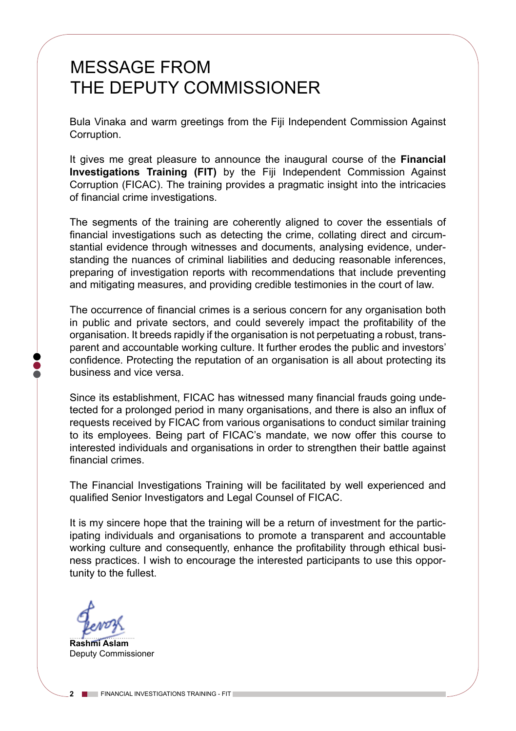# MESSAGE FROM THE DEPUTY COMMISSIONER

Bula Vinaka and warm greetings from the Fiji Independent Commission Against Corruption.

It gives me great pleasure to announce the inaugural course of the **Financial Investigations Training (FIT)** by the Fiji Independent Commission Against Corruption (FICAC). The training provides a pragmatic insight into the intricacies of financial crime investigations.

The segments of the training are coherently aligned to cover the essentials of financial investigations such as detecting the crime, collating direct and circumstantial evidence through witnesses and documents, analysing evidence, understanding the nuances of criminal liabilities and deducing reasonable inferences, preparing of investigation reports with recommendations that include preventing and mitigating measures, and providing credible testimonies in the court of law.

The occurrence of financial crimes is a serious concern for any organisation both in public and private sectors, and could severely impact the profitability of the organisation. It breeds rapidly if the organisation is not perpetuating a robust, transparent and accountable working culture. It further erodes the public and investors' confidence. Protecting the reputation of an organisation is all about protecting its business and vice versa.

Since its establishment, FICAC has witnessed many financial frauds going undetected for a prolonged period in many organisations, and there is also an influx of requests received by FICAC from various organisations to conduct similar training to its employees. Being part of FICAC's mandate, we now offer this course to interested individuals and organisations in order to strengthen their battle against financial crimes.

The Financial Investigations Training will be facilitated by well experienced and qualified Senior Investigators and Legal Counsel of FICAC.

It is my sincere hope that the training will be a return of investment for the participating individuals and organisations to promote a transparent and accountable working culture and consequently, enhance the profitability through ethical business practices. I wish to encourage the interested participants to use this opportunity to the fullest.

**Rashmi Aslam**
Deputy Commissioner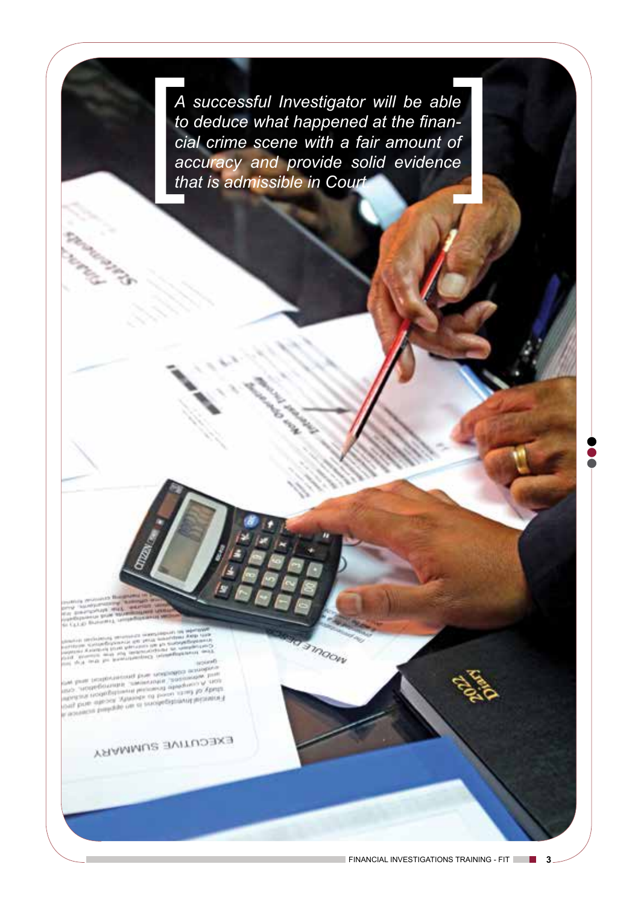*A successful Investigator will be able to deduce what happened at the financial crime scene with a fair amount of accuracy and provide solid evidence that is admissible in Court.*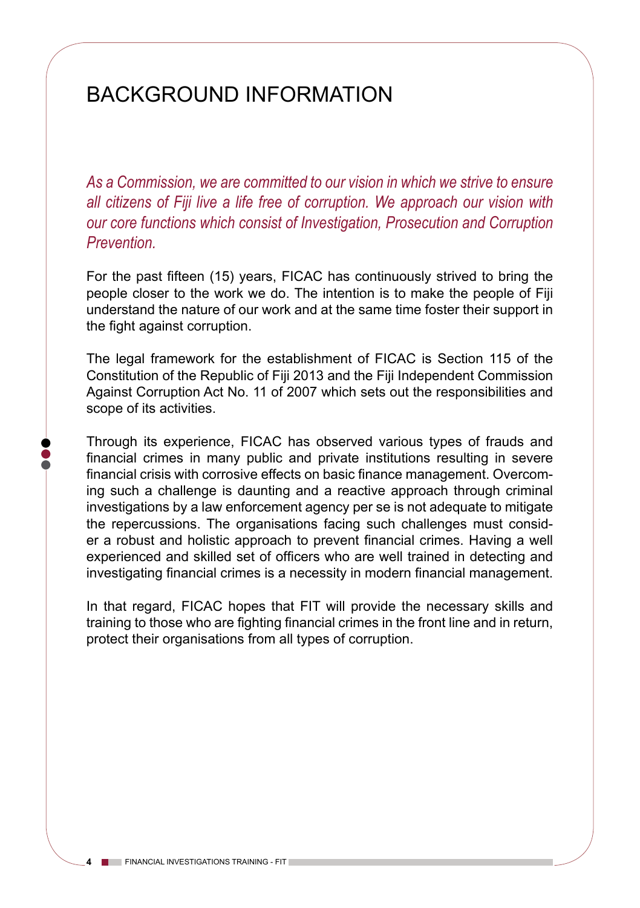# BACKGROUND INFORMATION

*As a Commission, we are committed to our vision in which we strive to ensure all citizens of Fiji live a life free of corruption. We approach our vision with our core functions which consist of Investigation, Prosecution and Corruption Prevention.*

For the past fifteen (15) years, FICAC has continuously strived to bring the people closer to the work we do. The intention is to make the people of Fiji understand the nature of our work and at the same time foster their support in the fight against corruption.

The legal framework for the establishment of FICAC is Section 115 of the Constitution of the Republic of Fiji 2013 and the Fiji Independent Commission Against Corruption Act No. 11 of 2007 which sets out the responsibilities and scope of its activities.

Through its experience, FICAC has observed various types of frauds and financial crimes in many public and private institutions resulting in severe financial crisis with corrosive effects on basic finance management. Overcoming such a challenge is daunting and a reactive approach through criminal investigations by a law enforcement agency per se is not adequate to mitigate the repercussions. The organisations facing such challenges must consider a robust and holistic approach to prevent financial crimes. Having a well experienced and skilled set of officers who are well trained in detecting and investigating financial crimes is a necessity in modern financial management.

In that regard, FICAC hopes that FIT will provide the necessary skills and training to those who are fighting financial crimes in the front line and in return, protect their organisations from all types of corruption.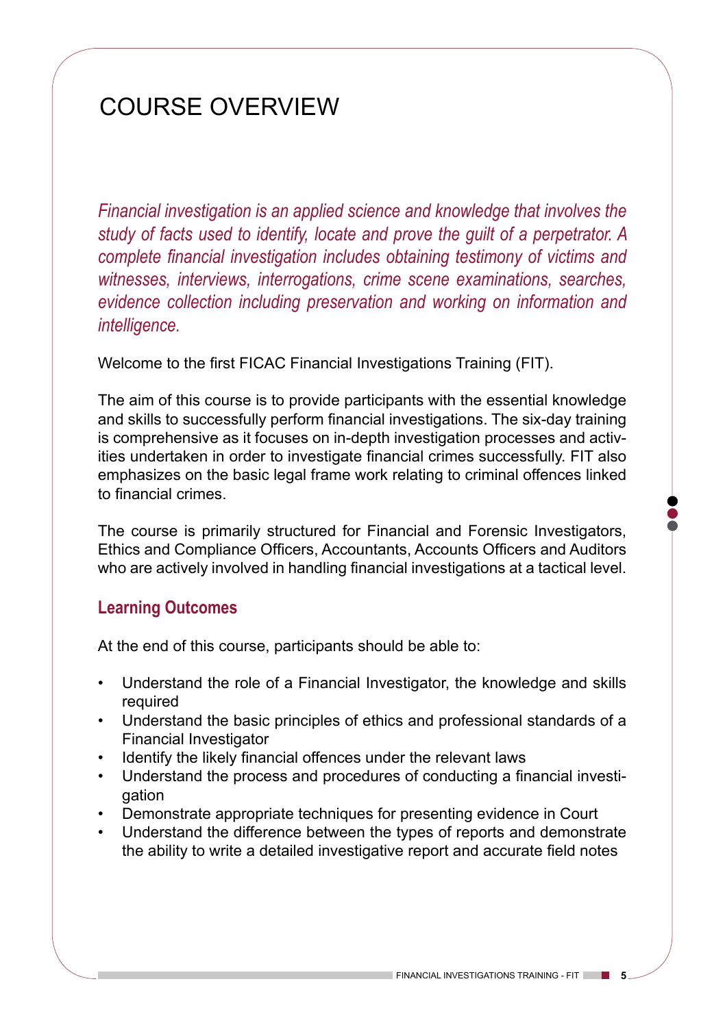# COURSE OVERVIEW

*Financial investigation is an applied science and knowledge that involves the study of facts used to identify, locate and prove the guilt of a perpetrator. A complete financial investigation includes obtaining testimony of victims and witnesses, interviews, interrogations, crime scene examinations, searches, evidence collection including preservation and working on information and intelligence.*

Welcome to the first FICAC Financial Investigations Training (FIT).

The aim of this course is to provide participants with the essential knowledge and skills to successfully perform financial investigations. The six-day training is comprehensive as it focuses on in-depth investigation processes and activities undertaken in order to investigate financial crimes successfully. FIT also emphasizes on the basic legal frame work relating to criminal offences linked to financial crimes.

The course is primarily structured for Financial and Forensic Investigators, Ethics and Compliance Officers, Accountants, Accounts Officers and Auditors who are actively involved in handling financial investigations at a tactical level.

## Learning Outcomes

At the end of this course, participants should be able to:

- Understand the role of a Financial Investigator, the knowledge and skills required
- Understand the basic principles of ethics and professional standards of a Financial Investigator
- Identify the likely financial offences under the relevant laws
- Understand the process and procedures of conducting a financial investigation
- Demonstrate appropriate techniques for presenting evidence in Court
- Understand the difference between the types of reports and demonstrate the ability to write a detailed investigative report and accurate field notes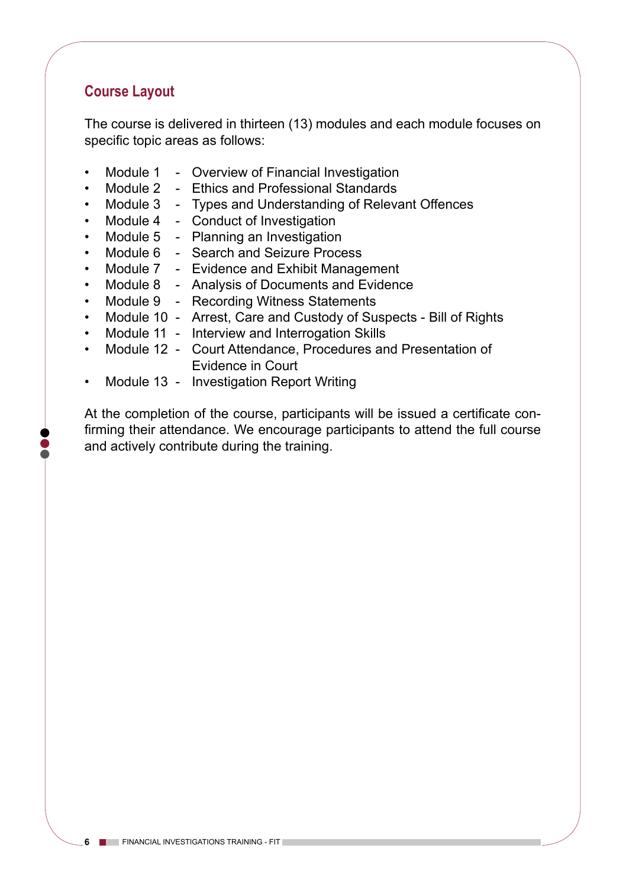## Course Layout

The course is delivered in thirteen (13) modules and each module focuses on specific topic areas as follows:

- Module 1 - Overview of Financial Investigation
- Module 2 - Ethics and Professional Standards
- Module 3 - Types and Understanding of Relevant Offences
- Module 4 - Conduct of Investigation
- Module 5 - Planning an Investigation
- Module 6 - Search and Seizure Process
- Module 7 - Evidence and Exhibit Management
- Module 8 - Analysis of Documents and Evidence
- Module 9 - Recording Witness Statements
- Module 10 - Arrest, Care and Custody of Suspects - Bill of Rights
- Module 11 - Interview and Interrogation Skills
- Module 12 - Court Attendance, Procedures and Presentation of Evidence in Court
- Module 13 - Investigation Report Writing

At the completion of the course, participants will be issued a certificate confirming their attendance. We encourage participants to attend the full course and actively contribute during the training.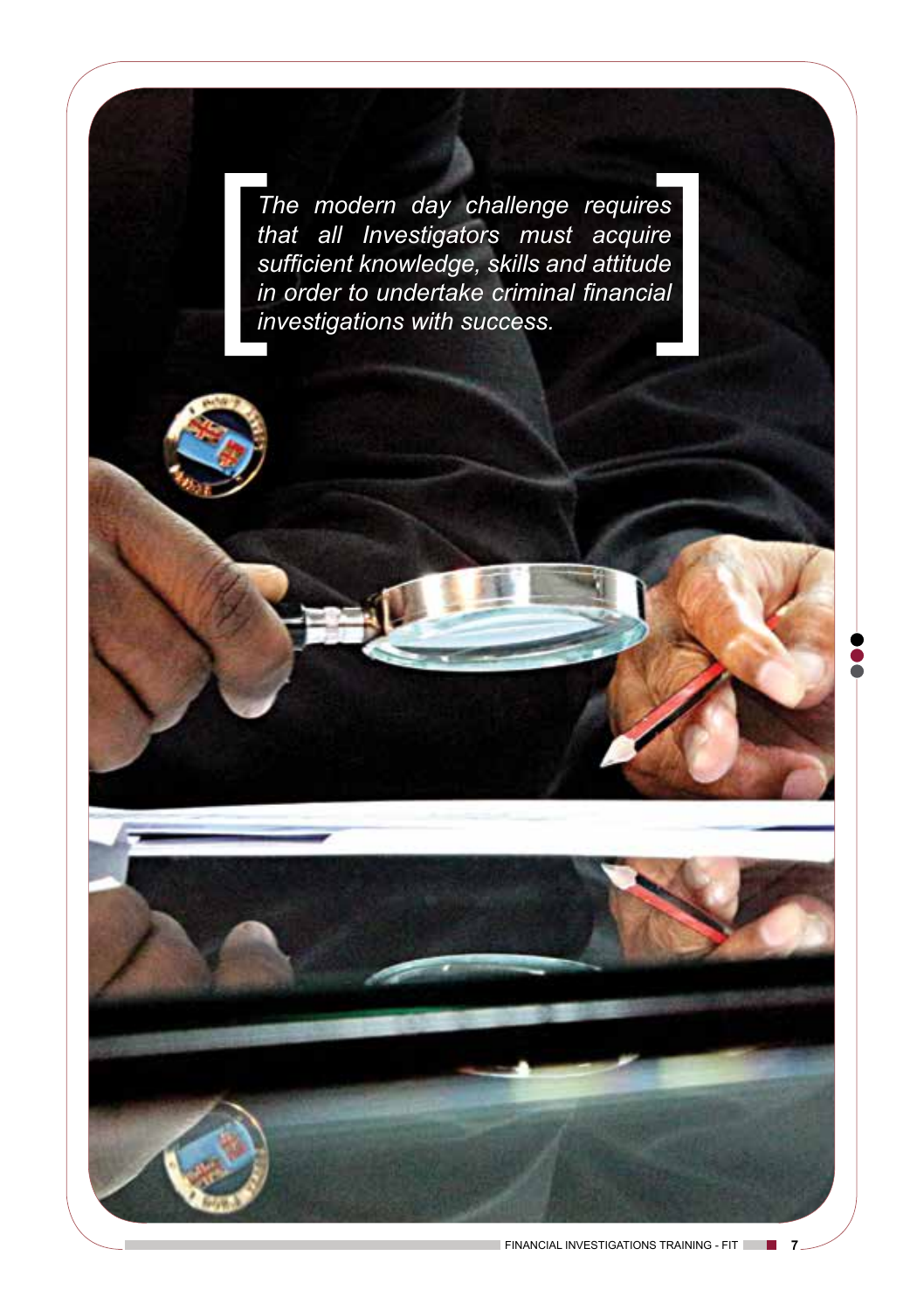*The modern day challenge requires that all Investigators must acquire sufficient knowledge, skills and attitude in order to undertake criminal financial investigations with success.*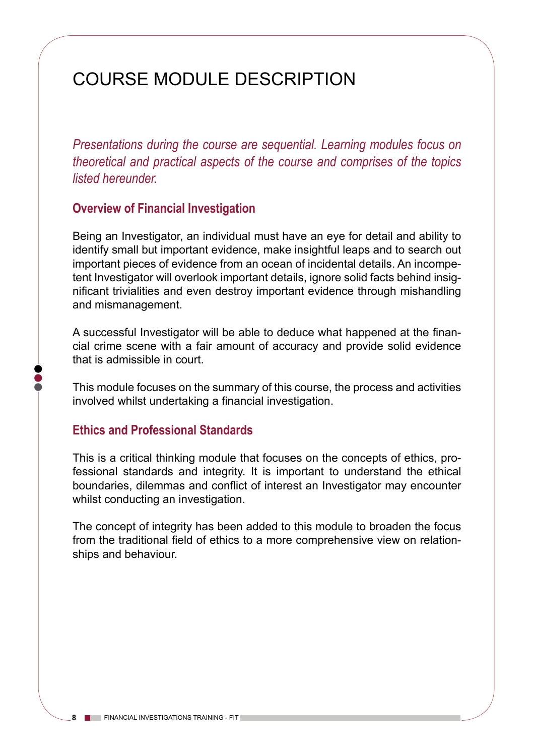# COURSE MODULE DESCRIPTION

*Presentations during the course are sequential. Learning modules focus on theoretical and practical aspects of the course and comprises of the topics listed hereunder.*

## Overview of Financial Investigation

Being an Investigator, an individual must have an eye for detail and ability to identify small but important evidence, make insightful leaps and to search out important pieces of evidence from an ocean of incidental details. An incompetent Investigator will overlook important details, ignore solid facts behind insignificant trivialities and even destroy important evidence through mishandling and mismanagement.

A successful Investigator will be able to deduce what happened at the financial crime scene with a fair amount of accuracy and provide solid evidence that is admissible in court.

This module focuses on the summary of this course, the process and activities involved whilst undertaking a financial investigation.

## Ethics and Professional Standards

This is a critical thinking module that focuses on the concepts of ethics, professional standards and integrity. It is important to understand the ethical boundaries, dilemmas and conflict of interest an Investigator may encounter whilst conducting an investigation.

The concept of integrity has been added to this module to broaden the focus from the traditional field of ethics to a more comprehensive view on relationships and behaviour.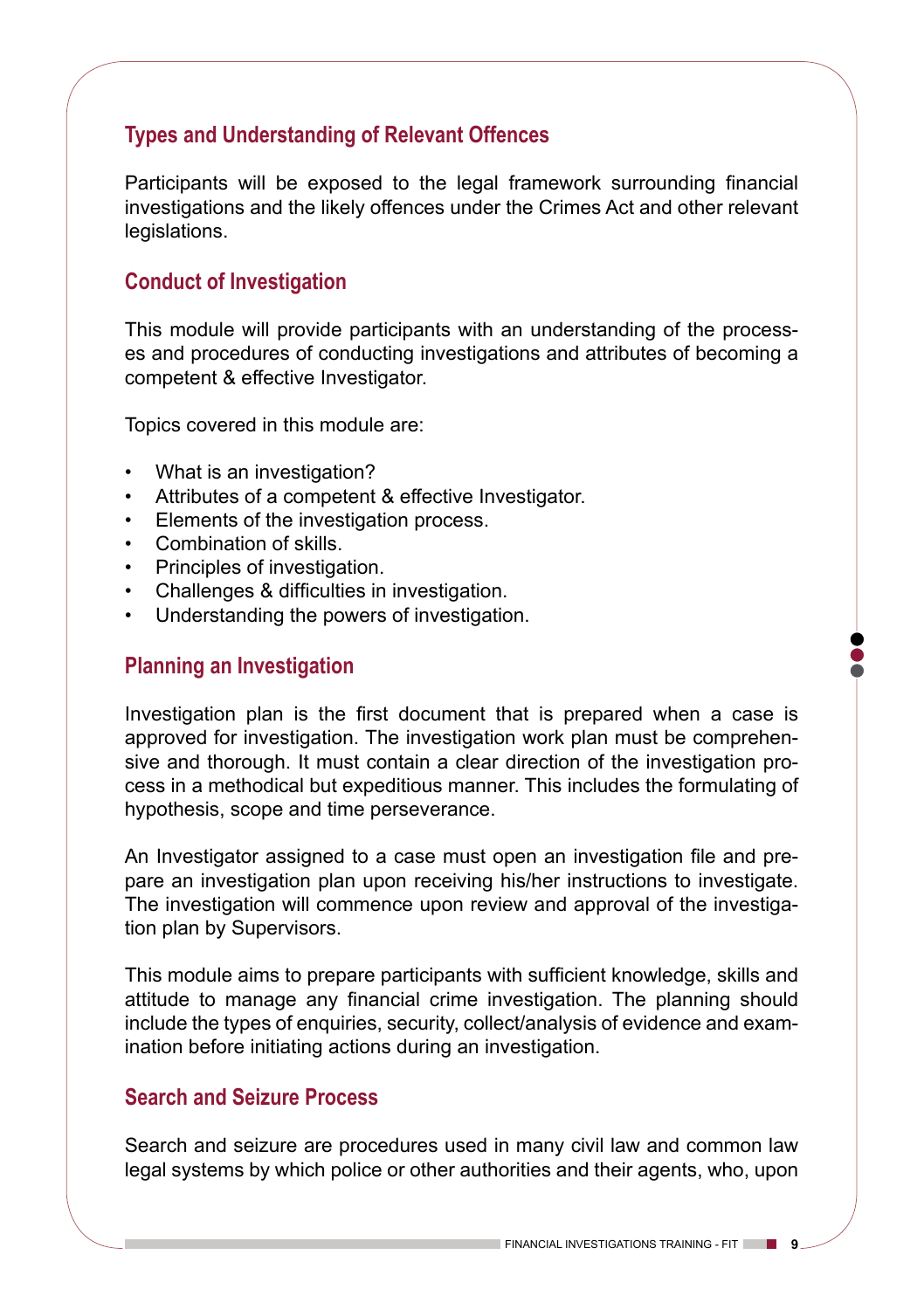## Types and Understanding of Relevant Offences

Participants will be exposed to the legal framework surrounding financial investigations and the likely offences under the Crimes Act and other relevant legislations.

## Conduct of Investigation

This module will provide participants with an understanding of the processes and procedures of conducting investigations and attributes of becoming a competent & effective Investigator.

Topics covered in this module are:

- What is an investigation?
- Attributes of a competent & effective Investigator.
- Elements of the investigation process.
- Combination of skills.
- Principles of investigation.
- Challenges & difficulties in investigation.
- Understanding the powers of investigation.

## Planning an Investigation

Investigation plan is the first document that is prepared when a case is approved for investigation. The investigation work plan must be comprehensive and thorough. It must contain a clear direction of the investigation process in a methodical but expeditious manner. This includes the formulating of hypothesis, scope and time perseverance.

An Investigator assigned to a case must open an investigation file and prepare an investigation plan upon receiving his/her instructions to investigate. The investigation will commence upon review and approval of the investigation plan by Supervisors.

This module aims to prepare participants with sufficient knowledge, skills and attitude to manage any financial crime investigation. The planning should include the types of enquiries, security, collect/analysis of evidence and examination before initiating actions during an investigation.

## Search and Seizure Process

Search and seizure are procedures used in many civil law and common law legal systems by which police or other authorities and their agents, who, upon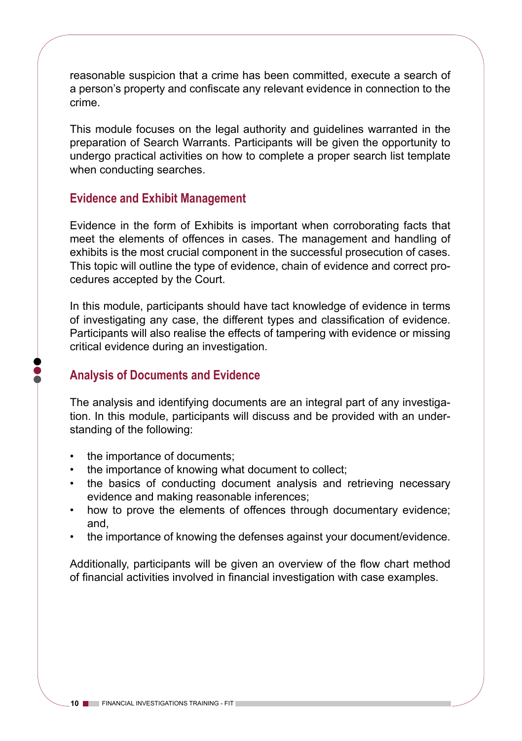reasonable suspicion that a crime has been committed, execute a search of a person's property and confiscate any relevant evidence in connection to the crime.

This module focuses on the legal authority and guidelines warranted in the preparation of Search Warrants. Participants will be given the opportunity to undergo practical activities on how to complete a proper search list template when conducting searches.

## Evidence and Exhibit Management

Evidence in the form of Exhibits is important when corroborating facts that meet the elements of offences in cases. The management and handling of exhibits is the most crucial component in the successful prosecution of cases. This topic will outline the type of evidence, chain of evidence and correct procedures accepted by the Court.

In this module, participants should have tact knowledge of evidence in terms of investigating any case, the different types and classification of evidence. Participants will also realise the effects of tampering with evidence or missing critical evidence during an investigation.

## Analysis of Documents and Evidence

The analysis and identifying documents are an integral part of any investigation. In this module, participants will discuss and be provided with an understanding of the following:

- the importance of documents;
- the importance of knowing what document to collect;
- the basics of conducting document analysis and retrieving necessary evidence and making reasonable inferences;
- how to prove the elements of offences through documentary evidence; and,
- the importance of knowing the defenses against your document/evidence.

Additionally, participants will be given an overview of the flow chart method of financial activities involved in financial investigation with case examples.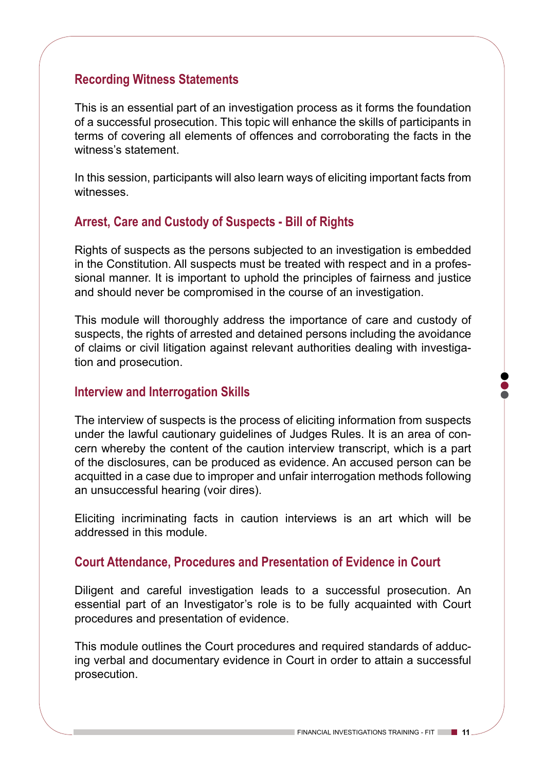## Recording Witness Statements

This is an essential part of an investigation process as it forms the foundation of a successful prosecution. This topic will enhance the skills of participants in terms of covering all elements of offences and corroborating the facts in the witness's statement.

In this session, participants will also learn ways of eliciting important facts from witnesses.

## Arrest, Care and Custody of Suspects - Bill of Rights

Rights of suspects as the persons subjected to an investigation is embedded in the Constitution. All suspects must be treated with respect and in a professional manner. It is important to uphold the principles of fairness and justice and should never be compromised in the course of an investigation.

This module will thoroughly address the importance of care and custody of suspects, the rights of arrested and detained persons including the avoidance of claims or civil litigation against relevant authorities dealing with investigation and prosecution.

## Interview and Interrogation Skills

The interview of suspects is the process of eliciting information from suspects under the lawful cautionary guidelines of Judges Rules. It is an area of concern whereby the content of the caution interview transcript, which is a part of the disclosures, can be produced as evidence. An accused person can be acquitted in a case due to improper and unfair interrogation methods following an unsuccessful hearing (voir dires).

Eliciting incriminating facts in caution interviews is an art which will be addressed in this module.

## Court Attendance, Procedures and Presentation of Evidence in Court

Diligent and careful investigation leads to a successful prosecution. An essential part of an Investigator's role is to be fully acquainted with Court procedures and presentation of evidence.

This module outlines the Court procedures and required standards of adducing verbal and documentary evidence in Court in order to attain a successful prosecution.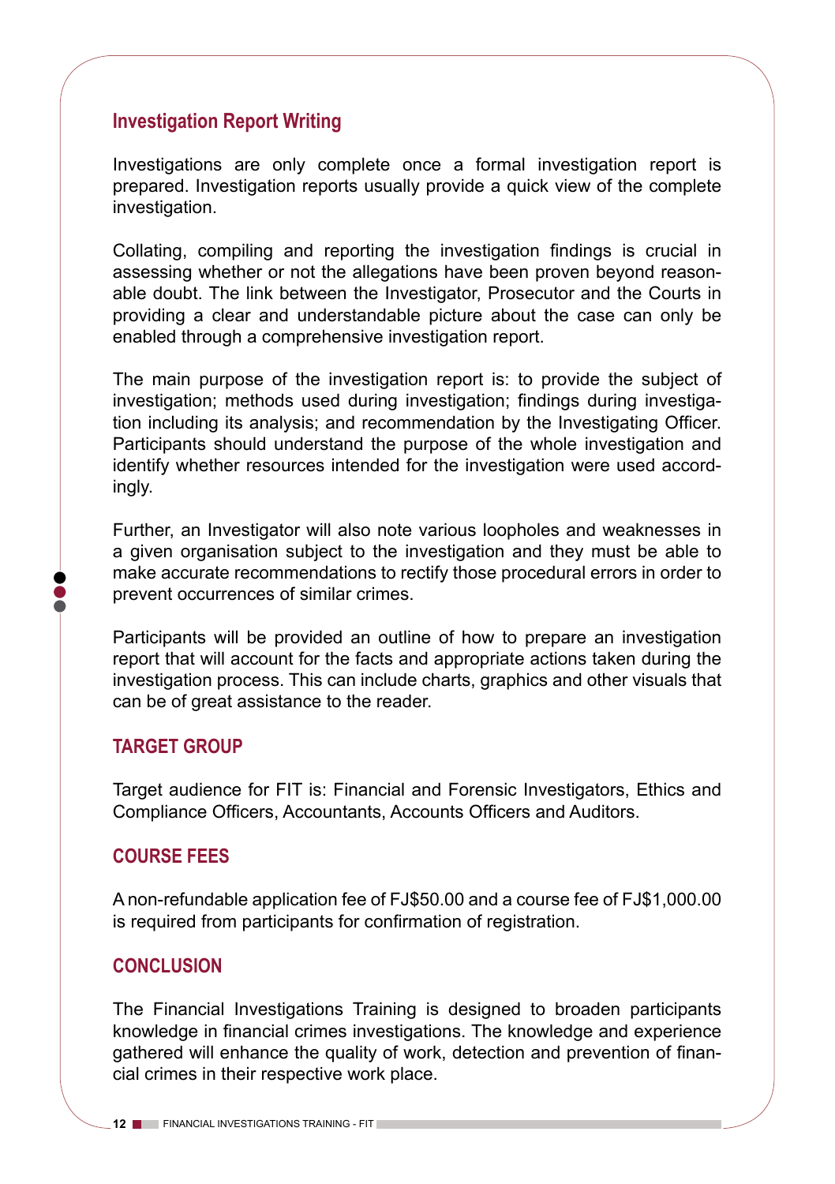## Investigation Report Writing

Investigations are only complete once a formal investigation report is prepared. Investigation reports usually provide a quick view of the complete investigation.

Collating, compiling and reporting the investigation findings is crucial in assessing whether or not the allegations have been proven beyond reasonable doubt. The link between the Investigator, Prosecutor and the Courts in providing a clear and understandable picture about the case can only be enabled through a comprehensive investigation report.

The main purpose of the investigation report is: to provide the subject of investigation; methods used during investigation; findings during investigation including its analysis; and recommendation by the Investigating Officer. Participants should understand the purpose of the whole investigation and identify whether resources intended for the investigation were used accordingly.

Further, an Investigator will also note various loopholes and weaknesses in a given organisation subject to the investigation and they must be able to make accurate recommendations to rectify those procedural errors in order to prevent occurrences of similar crimes.

Participants will be provided an outline of how to prepare an investigation report that will account for the facts and appropriate actions taken during the investigation process. This can include charts, graphics and other visuals that can be of great assistance to the reader.

## TARGET GROUP

Target audience for FIT is: Financial and Forensic Investigators, Ethics and Compliance Officers, Accountants, Accounts Officers and Auditors.

## COURSE FEES

A non-refundable application fee of FJ$50.00 and a course fee of FJ$1,000.00 is required from participants for confirmation of registration.

## CONCLUSION

The Financial Investigations Training is designed to broaden participants knowledge in financial crimes investigations. The knowledge and experience gathered will enhance the quality of work, detection and prevention of financial crimes in their respective work place.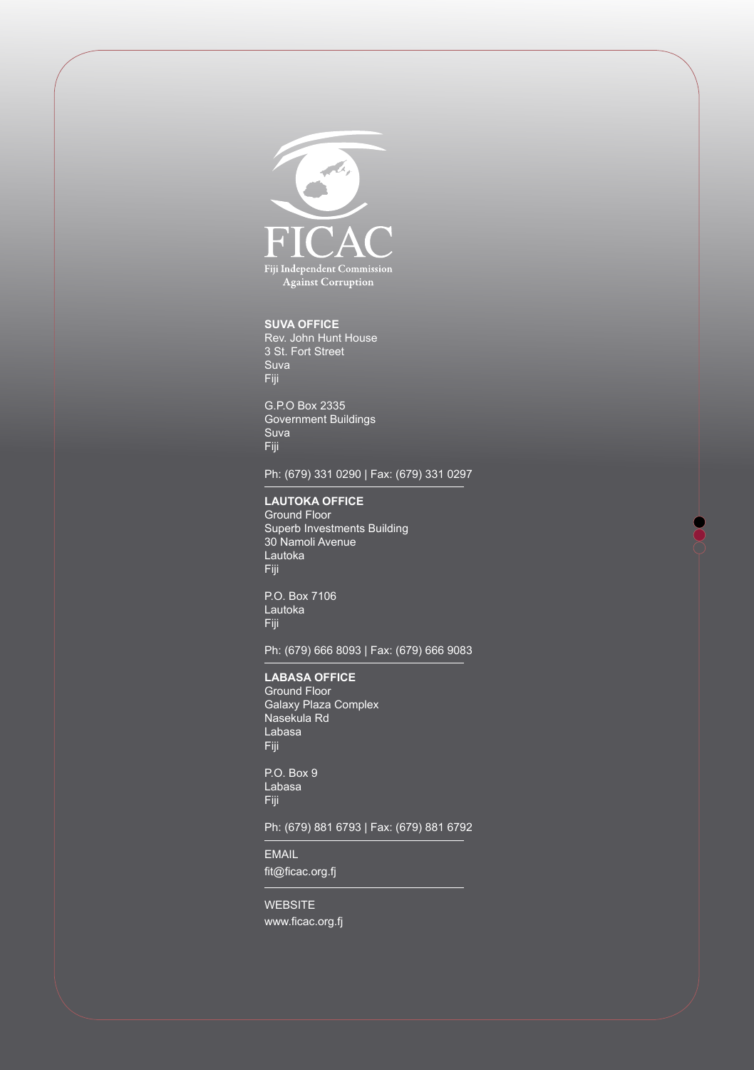FICAC

Fiji Independent Commission Against Corruption

**SUVA OFFICE**
Rev. John Hunt House
3 St. Fort Street
Suva
Fiji

G.P.O Box 2335
Government Buildings
Suva
Fiji

Ph: (679) 331 0290 | Fax: (679) 331 0297

**LAUTOKA OFFICE**
Ground Floor
Superb Investments Building
30 Namoli Avenue
Lautoka
Fiji

P.O. Box 7106
Lautoka
Fiji

Ph: (679) 666 8093 | Fax: (679) 666 9083

**LABASA OFFICE**
Ground Floor
Galaxy Plaza Complex
Nasekula Rd
Labasa
Fiji

P.O. Box 9
Labasa
Fiji

Ph: (679) 881 6793 | Fax: (679) 881 6792

EMAIL
fit@ficac.org.fj

WEBSITE
www.ficac.org.fj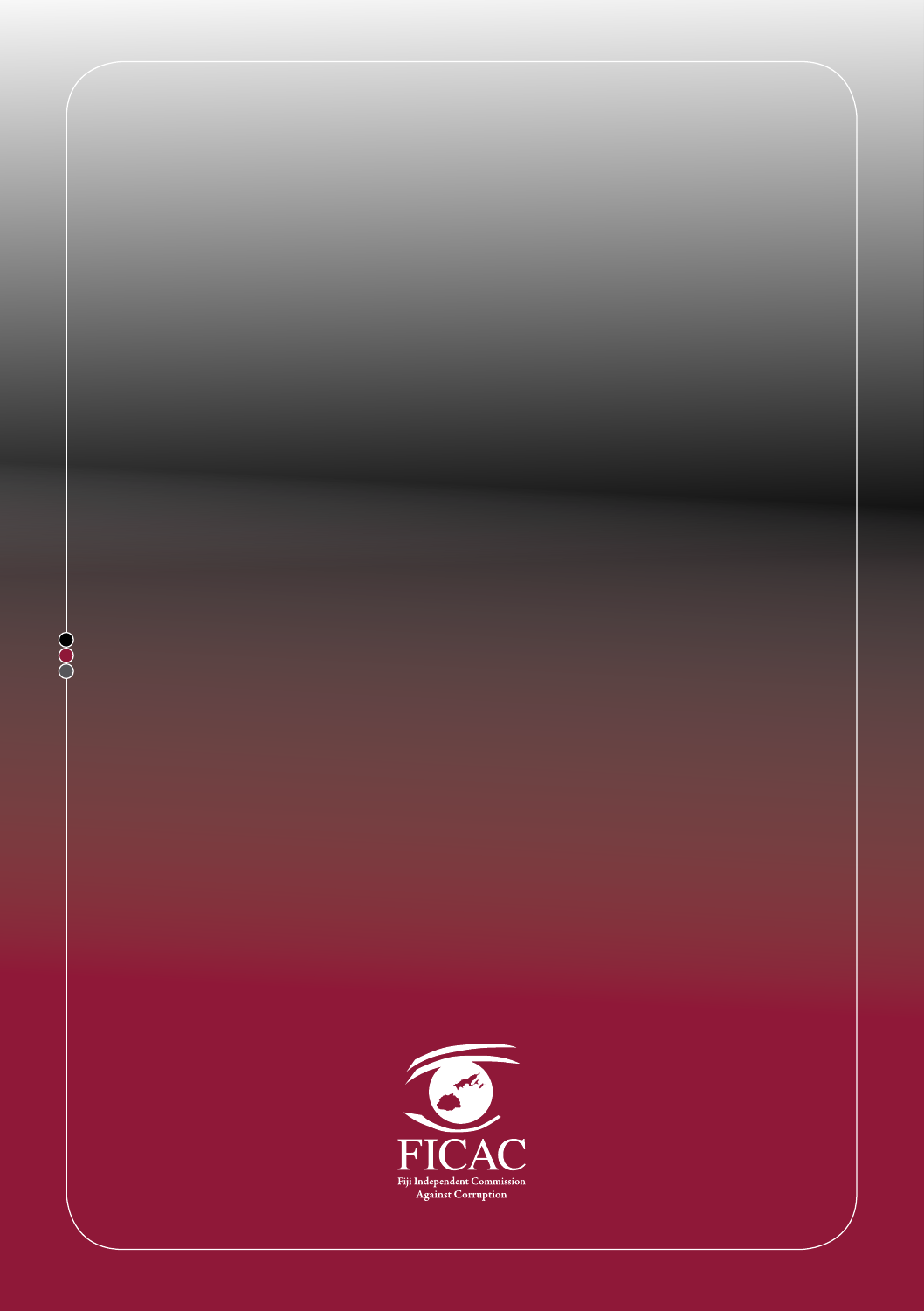FICAC

Fiji Independent Commission Against Corruption